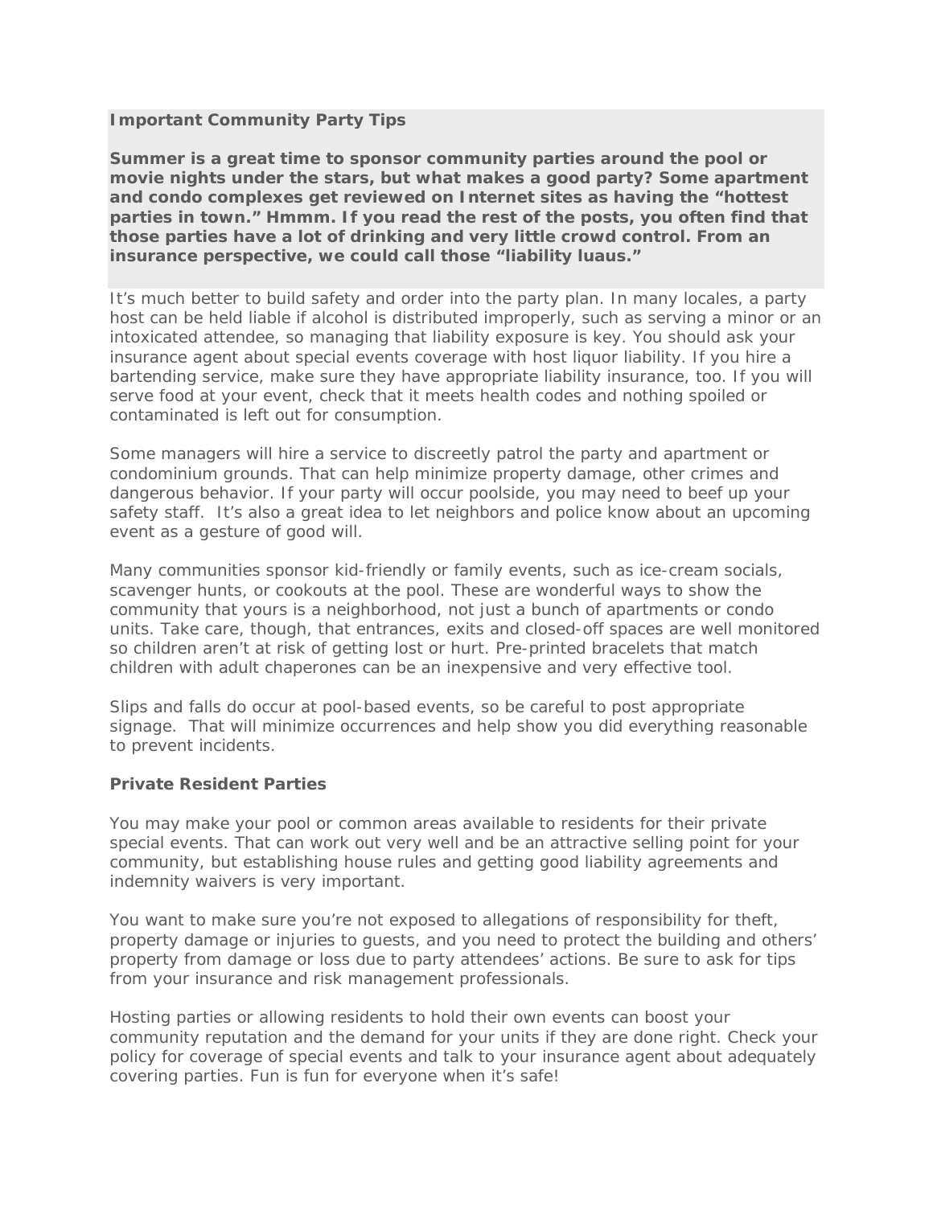**Important Community Party Tips**

**Summer is a great time to sponsor community parties around the pool or movie nights under the stars, but what makes a good party? Some apartment and condo complexes get reviewed on Internet sites as having the "hottest parties in town." Hmmm. If you read the rest of the posts, you often find that those parties have a lot of drinking and very little crowd control. From an insurance perspective, we could call those "liability luaus."**

It's much better to build safety and order into the party plan. In many locales, a party host can be held liable if alcohol is distributed improperly, such as serving a minor or an intoxicated attendee, so managing that liability exposure is key. You should ask your insurance agent about special events coverage with host liquor liability. If you hire a bartending service, make sure they have appropriate liability insurance, too. If you will serve food at your event, check that it meets health codes and nothing spoiled or contaminated is left out for consumption.

Some managers will hire a service to discreetly patrol the party and apartment or condominium grounds. That can help minimize property damage, other crimes and dangerous behavior. If your party will occur poolside, you may need to beef up your safety staff. It's also a great idea to let neighbors and police know about an upcoming event as a gesture of good will.

Many communities sponsor kid-friendly or family events, such as ice-cream socials, scavenger hunts, or cookouts at the pool. These are wonderful ways to show the community that yours is a neighborhood, not just a bunch of apartments or condo units. Take care, though, that entrances, exits and closed-off spaces are well monitored so children aren't at risk of getting lost or hurt. Pre-printed bracelets that match children with adult chaperones can be an inexpensive and very effective tool.

Slips and falls do occur at pool-based events, so be careful to post appropriate signage. That will minimize occurrences and help show you did everything reasonable to prevent incidents.

**Private Resident Parties**

You may make your pool or common areas available to residents for their private special events. That can work out very well and be an attractive selling point for your community, but establishing house rules and getting good liability agreements and indemnity waivers is very important.

You want to make sure you're not exposed to allegations of responsibility for theft, property damage or injuries to guests, and you need to protect the building and others' property from damage or loss due to party attendees' actions. Be sure to ask for tips from your insurance and risk management professionals.

Hosting parties or allowing residents to hold their own events can boost your community reputation and the demand for your units if they are done right. Check your policy for coverage of special events and talk to your insurance agent about adequately covering parties. Fun is fun for everyone when it's safe!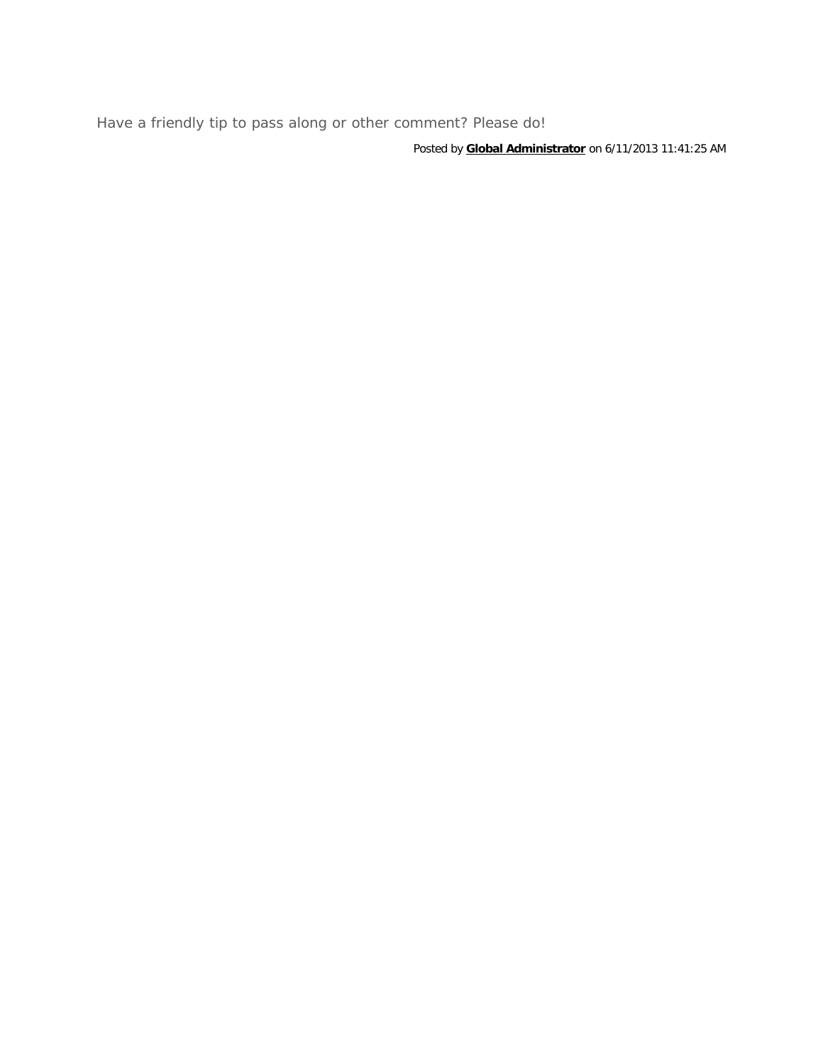Have a friendly tip to pass along or other comment? Please do!

Posted by **Global Administrator** on 6/11/2013 11:41:25 AM